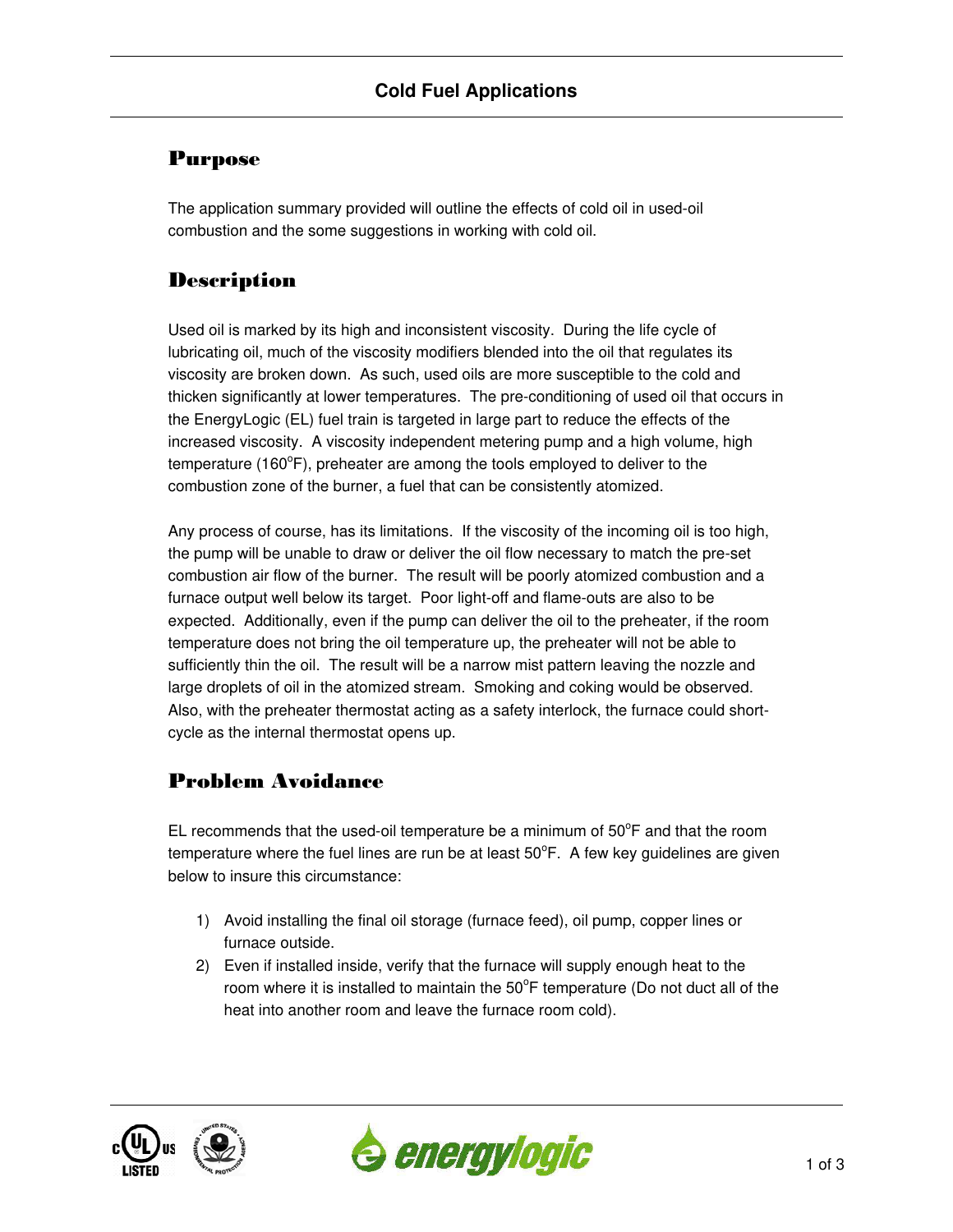# Cold Fuel Applications

## Purpose

The application summary provided will outline the effects of cold oil in used-oil combustion and the some suggestions in working with cold oil.

## Description

Used oil is marked by its high and inconsistent viscosity. During the life cycle of lubricating oil, much of the viscosity modifiers blended into the oil that regulates its viscosity are broken down. As such, used oils are more susceptible to the cold and thicken significantly at lower temperatures. The pre-conditioning of used oil that occurs in the EnergyLogic (EL) fuel train is targeted in large part to reduce the effects of the increased viscosity. A viscosity independent metering pump and a high volume, high temperature (160°F), preheater are among the tools employed to deliver to the combustion zone of the burner, a fuel that can be consistently atomized.

Any process of course, has its limitations. If the viscosity of the incoming oil is too high, the pump will be unable to draw or deliver the oil flow necessary to match the pre-set combustion air flow of the burner. The result will be poorly atomized combustion and a furnace output well below its target. Poor light-off and flame-outs are also to be expected. Additionally, even if the pump can deliver the oil to the preheater, if the room temperature does not bring the oil temperature up, the preheater will not be able to sufficiently thin the oil. The result will be a narrow mist pattern leaving the nozzle and large droplets of oil in the atomized stream. Smoking and coking would be observed. Also, with the preheater thermostat acting as a safety interlock, the furnace could short-cycle as the internal thermostat opens up.

## Problem Avoidance

EL recommends that the used-oil temperature be a minimum of 50°F and that the room temperature where the fuel lines are run be at least 50°F. A few key guidelines are given below to insure this circumstance:

1) Avoid installing the final oil storage (furnace feed), oil pump, copper lines or furnace outside.
2) Even if installed inside, verify that the furnace will supply enough heat to the room where it is installed to maintain the 50°F temperature (Do not duct all of the heat into another room and leave the furnace room cold).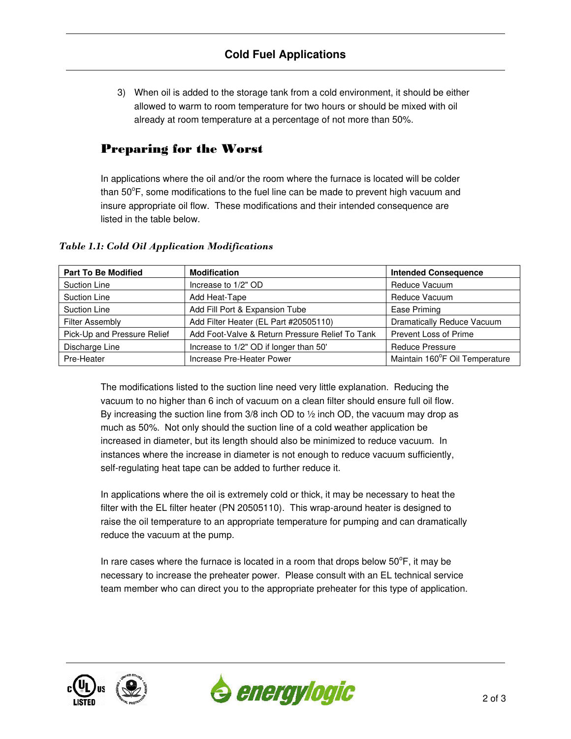3) When oil is added to the storage tank from a cold environment, it should be either allowed to warm to room temperature for two hours or should be mixed with oil already at room temperature at a percentage of not more than 50%.

## Preparing for the Worst

In applications where the oil and/or the room where the furnace is located will be colder than 50°F, some modifications to the fuel line can be made to prevent high vacuum and insure appropriate oil flow. These modifications and their intended consequence are listed in the table below.

*Table 1.1: Cold Oil Application Modifications*

| Part To Be Modified | Modification | Intended Consequence |
|---|---|---|
| Suction Line | Increase to 1/2" OD | Reduce Vacuum |
| Suction Line | Add Heat-Tape | Reduce Vacuum |
| Suction Line | Add Fill Port & Expansion Tube | Ease Priming |
| Filter Assembly | Add Filter Heater (EL Part #20505110) | Dramatically Reduce Vacuum |
| Pick-Up and Pressure Relief | Add Foot-Valve & Return Pressure Relief To Tank | Prevent Loss of Prime |
| Discharge Line | Increase to 1/2" OD if longer than 50' | Reduce Pressure |
| Pre-Heater | Increase Pre-Heater Power | Maintain 160°F Oil Temperature |

The modifications listed to the suction line need very little explanation. Reducing the vacuum to no higher than 6 inch of vacuum on a clean filter should ensure full oil flow. By increasing the suction line from 3/8 inch OD to ½ inch OD, the vacuum may drop as much as 50%. Not only should the suction line of a cold weather application be increased in diameter, but its length should also be minimized to reduce vacuum. In instances where the increase in diameter is not enough to reduce vacuum sufficiently, self-regulating heat tape can be added to further reduce it.

In applications where the oil is extremely cold or thick, it may be necessary to heat the filter with the EL filter heater (PN 20505110). This wrap-around heater is designed to raise the oil temperature to an appropriate temperature for pumping and can dramatically reduce the vacuum at the pump.

In rare cases where the furnace is located in a room that drops below 50°F, it may be necessary to increase the preheater power. Please consult with an EL technical service team member who can direct you to the appropriate preheater for this type of application.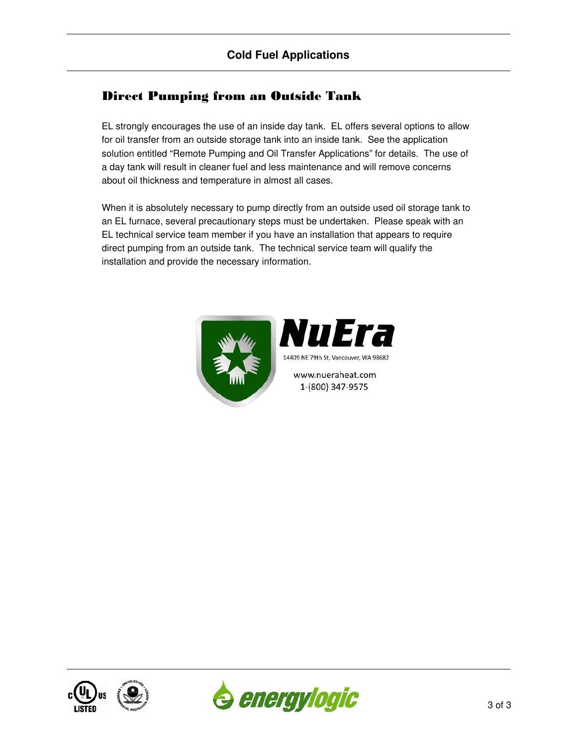## Cold Fuel Applications

### Direct Pumping from an Outside Tank

EL strongly encourages the use of an inside day tank. EL offers several options to allow for oil transfer from an outside storage tank into an inside tank. See the application solution entitled "Remote Pumping and Oil Transfer Applications" for details. The use of a day tank will result in cleaner fuel and less maintenance and will remove concerns about oil thickness and temperature in almost all cases.

When it is absolutely necessary to pump directly from an outside used oil storage tank to an EL furnace, several precautionary steps must be undertaken. Please speak with an EL technical service team member if you have an installation that appears to require direct pumping from an outside tank. The technical service team will qualify the installation and provide the necessary information.

NuEra

14409 NE 79th St, Vancouver, WA 98682

www.nueraheat.com

1-(800) 347-9575